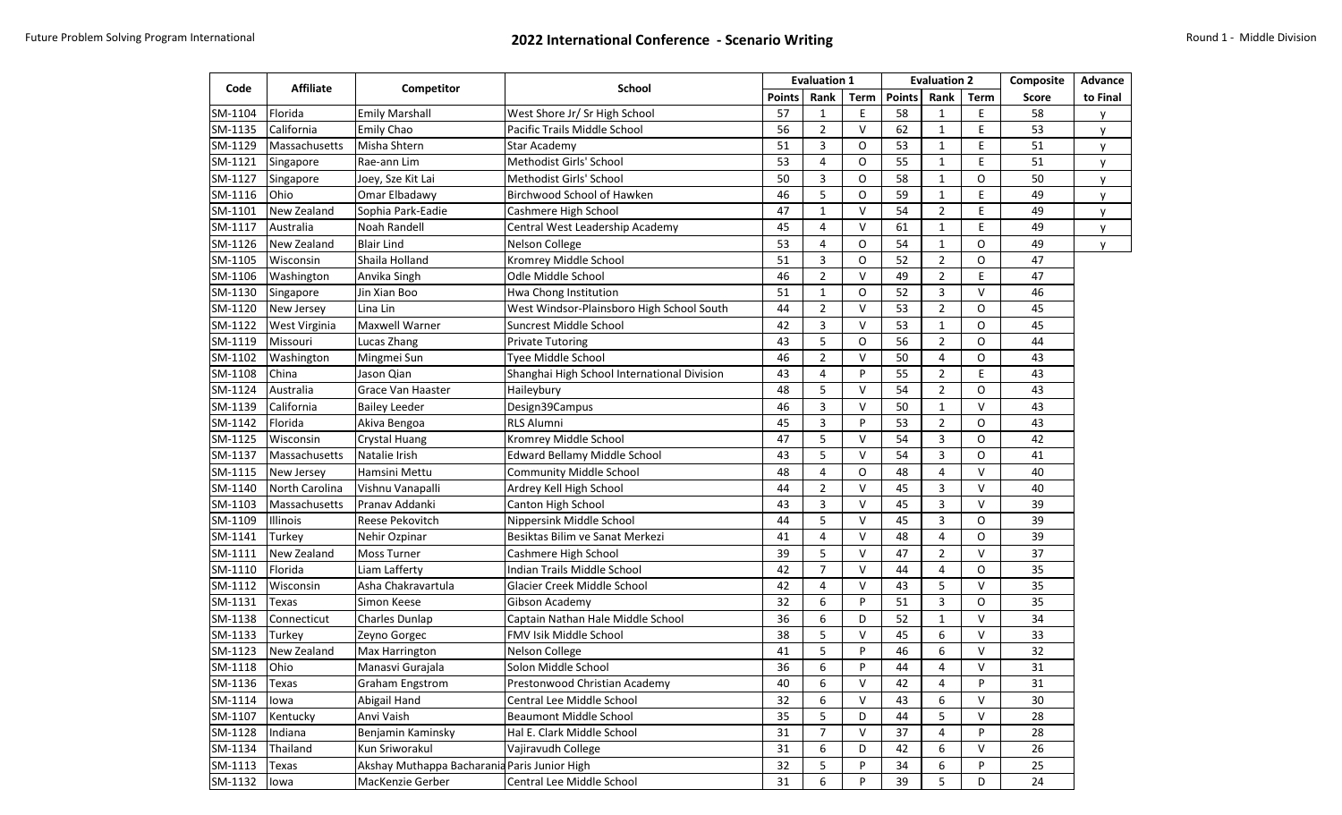Future Problem Solving Program International

# 2022 International Conference - Scenario Writing

Round 1 - Middle Division

| Code | Affiliate | Competitor | School | Evaluation 1 | | | Evaluation 2 | | | Composite | Advance |
|---|---|---|---|---|---|---|---|---|---|---|---|
| | | | | Points | Rank | Term | Points | Rank | Term | Score | to Final |
| SM-1104 | Florida | Emily Marshall | West Shore Jr/ Sr High School | 57 | 1 | E | 58 | 1 | E | 58 | y |
| SM-1135 | California | Emily Chao | Pacific Trails Middle School | 56 | 2 | V | 62 | 1 | E | 53 | y |
| SM-1129 | Massachusetts | Misha Shtern | Star Academy | 51 | 3 | O | 53 | 1 | E | 51 | y |
| SM-1121 | Singapore | Rae-ann Lim | Methodist Girls' School | 53 | 4 | O | 55 | 1 | E | 51 | y |
| SM-1127 | Singapore | Joey, Sze Kit Lai | Methodist Girls' School | 50 | 3 | O | 58 | 1 | O | 50 | y |
| SM-1116 | Ohio | Omar Elbadawy | Birchwood School of Hawken | 46 | 5 | O | 59 | 1 | E | 49 | y |
| SM-1101 | New Zealand | Sophia Park-Eadie | Cashmere High School | 47 | 1 | V | 54 | 2 | E | 49 | y |
| SM-1117 | Australia | Noah Randell | Central West Leadership Academy | 45 | 4 | V | 61 | 1 | E | 49 | y |
| SM-1126 | New Zealand | Blair Lind | Nelson College | 53 | 4 | O | 54 | 1 | O | 49 | y |
| SM-1105 | Wisconsin | Shaila Holland | Kromrey Middle School | 51 | 3 | O | 52 | 2 | O | 47 | |
| SM-1106 | Washington | Anvika Singh | Odle Middle School | 46 | 2 | V | 49 | 2 | E | 47 | |
| SM-1130 | Singapore | Jin Xian Boo | Hwa Chong Institution | 51 | 1 | O | 52 | 3 | V | 46 | |
| SM-1120 | New Jersey | Lina Lin | West Windsor-Plainsboro High School South | 44 | 2 | V | 53 | 2 | O | 45 | |
| SM-1122 | West Virginia | Maxwell Warner | Suncrest Middle School | 42 | 3 | V | 53 | 1 | O | 45 | |
| SM-1119 | Missouri | Lucas Zhang | Private Tutoring | 43 | 5 | O | 56 | 2 | O | 44 | |
| SM-1102 | Washington | Mingmei Sun | Tyee Middle School | 46 | 2 | V | 50 | 4 | O | 43 | |
| SM-1108 | China | Jason Qian | Shanghai High School International Division | 43 | 4 | P | 55 | 2 | E | 43 | |
| SM-1124 | Australia | Grace Van Haaster | Haileybury | 48 | 5 | V | 54 | 2 | O | 43 | |
| SM-1139 | California | Bailey Leeder | Design39Campus | 46 | 3 | V | 50 | 1 | V | 43 | |
| SM-1142 | Florida | Akiva Bengoa | RLS Alumni | 45 | 3 | P | 53 | 2 | O | 43 | |
| SM-1125 | Wisconsin | Crystal Huang | Kromrey Middle School | 47 | 5 | V | 54 | 3 | O | 42 | |
| SM-1137 | Massachusetts | Natalie Irish | Edward Bellamy Middle School | 43 | 5 | V | 54 | 3 | O | 41 | |
| SM-1115 | New Jersey | Hamsini Mettu | Community Middle School | 48 | 4 | O | 48 | 4 | V | 40 | |
| SM-1140 | North Carolina | Vishnu Vanapalli | Ardrey Kell High School | 44 | 2 | V | 45 | 3 | V | 40 | |
| SM-1103 | Massachusetts | Pranav Addanki | Canton High School | 43 | 3 | V | 45 | 3 | V | 39 | |
| SM-1109 | Illinois | Reese Pekovitch | Nippersink Middle School | 44 | 5 | V | 45 | 3 | O | 39 | |
| SM-1141 | Turkey | Nehir Ozpinar | Besiktas Bilim ve Sanat Merkezi | 41 | 4 | V | 48 | 4 | O | 39 | |
| SM-1111 | New Zealand | Moss Turner | Cashmere High School | 39 | 5 | V | 47 | 2 | V | 37 | |
| SM-1110 | Florida | Liam Lafferty | Indian Trails Middle School | 42 | 7 | V | 44 | 4 | O | 35 | |
| SM-1112 | Wisconsin | Asha Chakravartula | Glacier Creek Middle School | 42 | 4 | V | 43 | 5 | V | 35 | |
| SM-1131 | Texas | Simon Keese | Gibson Academy | 32 | 6 | P | 51 | 3 | O | 35 | |
| SM-1138 | Connecticut | Charles Dunlap | Captain Nathan Hale Middle School | 36 | 6 | D | 52 | 1 | V | 34 | |
| SM-1133 | Turkey | Zeyno Gorgec | FMV Isik Middle School | 38 | 5 | V | 45 | 6 | V | 33 | |
| SM-1123 | New Zealand | Max Harrington | Nelson College | 41 | 5 | P | 46 | 6 | V | 32 | |
| SM-1118 | Ohio | Manasvi Gurajala | Solon Middle School | 36 | 6 | P | 44 | 4 | V | 31 | |
| SM-1136 | Texas | Graham Engstrom | Prestonwood Christian Academy | 40 | 6 | V | 42 | 4 | P | 31 | |
| SM-1114 | Iowa | Abigail Hand | Central Lee Middle School | 32 | 6 | V | 43 | 6 | V | 30 | |
| SM-1107 | Kentucky | Anvi Vaish | Beaumont Middle School | 35 | 5 | D | 44 | 5 | V | 28 | |
| SM-1128 | Indiana | Benjamin Kaminsky | Hal E. Clark Middle School | 31 | 7 | V | 37 | 4 | P | 28 | |
| SM-1134 | Thailand | Kun Sriworakul | Vajiravudh College | 31 | 6 | D | 42 | 6 | V | 26 | |
| SM-1113 | Texas | Akshay Muthappa Bacharania | Paris Junior High | 32 | 5 | P | 34 | 6 | P | 25 | |
| SM-1132 | Iowa | MacKenzie Gerber | Central Lee Middle School | 31 | 6 | P | 39 | 5 | D | 24 | |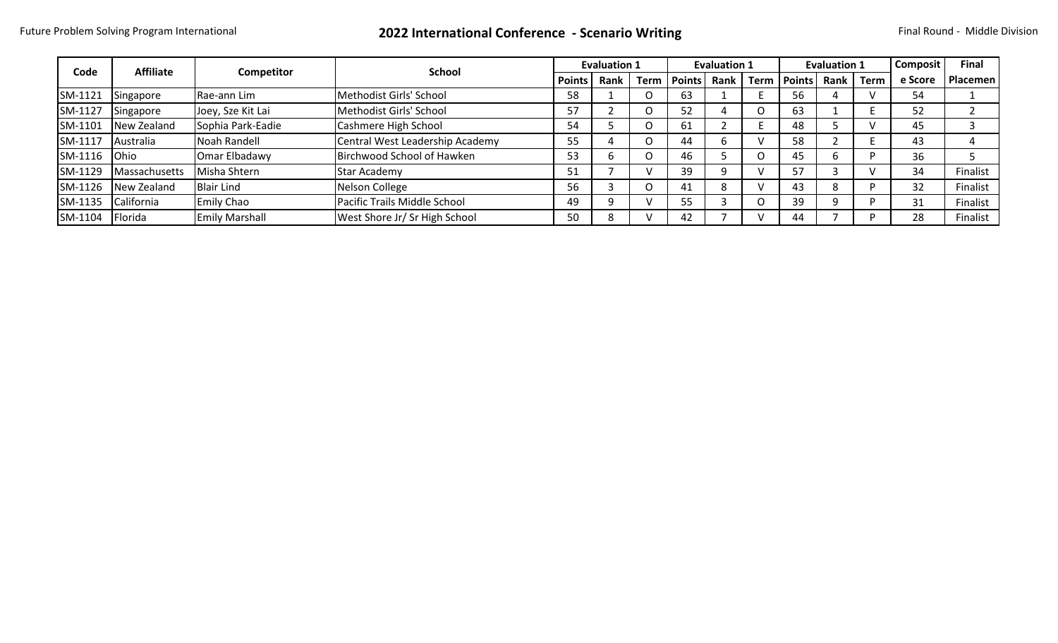Future Problem Solving Program International

# 2022 International Conference - Scenario Writing

Final Round - Middle Division

| Code | Affiliate | Competitor | School | Evaluation 1 | | | Evaluation 1 | | | Evaluation 1 | | | Composite Score | Final Placemen |
|---|---|---|---|---|---|---|---|---|---|---|---|---|---|---|
| | | | | Points | Rank | Term | Points | Rank | Term | Points | Rank | Term | | |
| SM-1121 | Singapore | Rae-ann Lim | Methodist Girls' School | 58 | 1 | O | 63 | 1 | E | 56 | 4 | V | 54 | 1 |
| SM-1127 | Singapore | Joey, Sze Kit Lai | Methodist Girls' School | 57 | 2 | O | 52 | 4 | O | 63 | 1 | E | 52 | 2 |
| SM-1101 | New Zealand | Sophia Park-Eadie | Cashmere High School | 54 | 5 | O | 61 | 2 | E | 48 | 5 | V | 45 | 3 |
| SM-1117 | Australia | Noah Randell | Central West Leadership Academy | 55 | 4 | O | 44 | 6 | V | 58 | 2 | E | 43 | 4 |
| SM-1116 | Ohio | Omar Elbadawy | Birchwood School of Hawken | 53 | 6 | O | 46 | 5 | O | 45 | 6 | P | 36 | 5 |
| SM-1129 | Massachusetts | Misha Shtern | Star Academy | 51 | 7 | V | 39 | 9 | V | 57 | 3 | V | 34 | Finalist |
| SM-1126 | New Zealand | Blair Lind | Nelson College | 56 | 3 | O | 41 | 8 | V | 43 | 8 | P | 32 | Finalist |
| SM-1135 | California | Emily Chao | Pacific Trails Middle School | 49 | 9 | V | 55 | 3 | O | 39 | 9 | P | 31 | Finalist |
| SM-1104 | Florida | Emily Marshall | West Shore Jr/ Sr High School | 50 | 8 | V | 42 | 7 | V | 44 | 7 | P | 28 | Finalist |